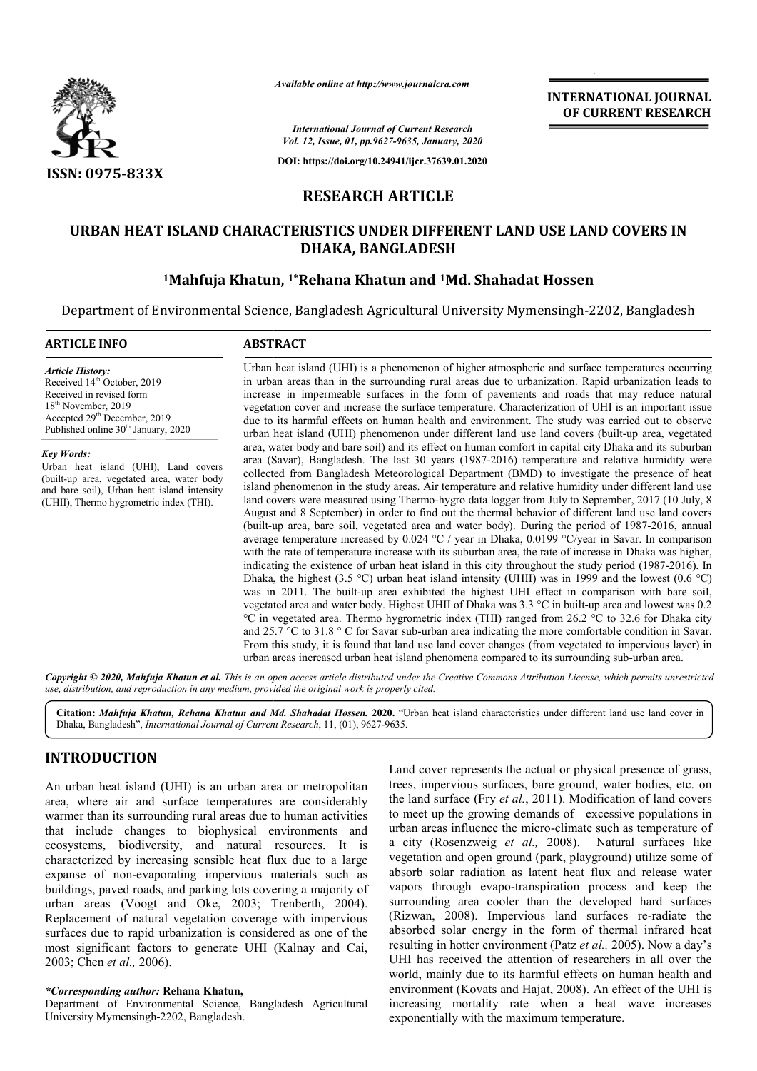*Available online at http://www.journalcra.com*

*International Journal of Current Research*
*Vol. 12, Issue, 01, pp.9627-9635, January, 2020*

**DOI: https://doi.org/10.24941/ijcr.37639.01.2020**

**INTERNATIONAL JOURNAL OF CURRENT RESEARCH**

**ISSN: 0975-833X**

## RESEARCH ARTICLE

# URBAN HEAT ISLAND CHARACTERISTICS UNDER DIFFERENT LAND USE LAND COVERS IN DHAKA, BANGLADESH

**[1]Mahfuja Khatun, [1*]Rehana Khatun and [1]Md. Shahadat Hossen**

Department of Environmental Science, Bangladesh Agricultural University Mymensingh-2202, Bangladesh

### ARTICLE INFO

*Article History:*
Received 14th October, 2019
Received in revised form
18th November, 2019
Accepted 29th December, 2019
Published online 30th January, 2020

*Key Words:*
Urban heat island (UHI), Land covers (built-up area, vegetated area, water body and bare soil), Urban heat island intensity (UHII), Thermo hygrometric index (THI).

### ABSTRACT

Urban heat island (UHI) is a phenomenon of higher atmospheric and surface temperatures occurring in urban areas than in the surrounding rural areas due to urbanization. Rapid urbanization leads to increase in impermeable surfaces in the form of pavements and roads that may reduce natural vegetation cover and increase the surface temperature. Characterization of UHI is an important issue due to its harmful effects on human health and environment. The study was carried out to observe urban heat island (UHI) phenomenon under different land use land covers (built-up area, vegetated area, water body and bare soil) and its effect on human comfort in capital city Dhaka and its suburban area (Savar), Bangladesh. The last 30 years (1987-2016) temperature and relative humidity were collected from Bangladesh Meteorological Department (BMD) to investigate the presence of heat island phenomenon in the study areas. Air temperature and relative humidity under different land use land covers were measured using Thermo-hygro data logger from July to September, 2017 (10 July, 8 August and 8 September) in order to find out the thermal behavior of different land use land covers (built-up area, bare soil, vegetated area and water body). During the period of 1987-2016, annual average temperature increased by 0.024 °C / year in Dhaka, 0.0199 °C/year in Savar. In comparison with the rate of temperature increase with its suburban area, the rate of increase in Dhaka was higher, indicating the existence of urban heat island in this city throughout the study period (1987-2016). In Dhaka, the highest (3.5 °C) urban heat island intensity (UHII) was in 1999 and the lowest (0.6 °C) was in 2011. The built-up area exhibited the highest UHI effect in comparison with bare soil, vegetated area and water body. Highest UHII of Dhaka was 3.3 °C in built-up area and lowest was 0.2 °C in vegetated area. Thermo hygrometric index (THI) ranged from 26.2 °C to 32.6 for Dhaka city and 25.7 °C to 31.8 ° C for Savar sub-urban area indicating the more comfortable condition in Savar. From this study, it is found that land use land cover changes (from vegetated to impervious layer) in urban areas increased urban heat island phenomena compared to its surrounding sub-urban area.

***Copyright © 2020, Mahfuja Khatun et al.*** *This is an open access article distributed under the Creative Commons Attribution License, which permits unrestricted use, distribution, and reproduction in any medium, provided the original work is properly cited.*

**Citation:** ***Mahfuja Khatun, Rehana Khatun and Md. Shahadat Hossen.*** **2020.** "Urban heat island characteristics under different land use land cover in Dhaka, Bangladesh", *International Journal of Current Research*, 11, (01), 9627-9635.

## INTRODUCTION

An urban heat island (UHI) is an urban area or metropolitan area, where air and surface temperatures are considerably warmer than its surrounding rural areas due to human activities that include changes to biophysical environments and ecosystems, biodiversity, and natural resources. It is characterized by increasing sensible heat flux due to a large expanse of non-evaporating impervious materials such as buildings, paved roads, and parking lots covering a majority of urban areas (Voogt and Oke, 2003; Trenberth, 2004). Replacement of natural vegetation coverage with impervious surfaces due to rapid urbanization is considered as one of the most significant factors to generate UHI (Kalnay and Cai, 2003; Chen *et al.,* 2006).

Land cover represents the actual or physical presence of grass, trees, impervious surfaces, bare ground, water bodies, etc. on the land surface (Fry *et al.*, 2011). Modification of land covers to meet up the growing demands of excessive populations in urban areas influence the micro-climate such as temperature of a city (Rosenzweig *et al.,* 2008). Natural surfaces like vegetation and open ground (park, playground) utilize some of absorb solar radiation as latent heat flux and release water vapors through evapo-transpiration process and keep the surrounding area cooler than the developed hard surfaces (Rizwan, 2008). Impervious land surfaces re-radiate the absorbed solar energy in the form of thermal infrared heat resulting in hotter environment (Patz *et al.,* 2005). Now a day's UHI has received the attention of researchers in all over the world, mainly due to its harmful effects on human health and environment (Kovats and Hajat, 2008). An effect of the UHI is increasing mortality rate when a heat wave increases exponentially with the maximum temperature.

***Corresponding author:** **Rehana Khatun,**
Department of Environmental Science, Bangladesh Agricultural University Mymensingh-2202, Bangladesh.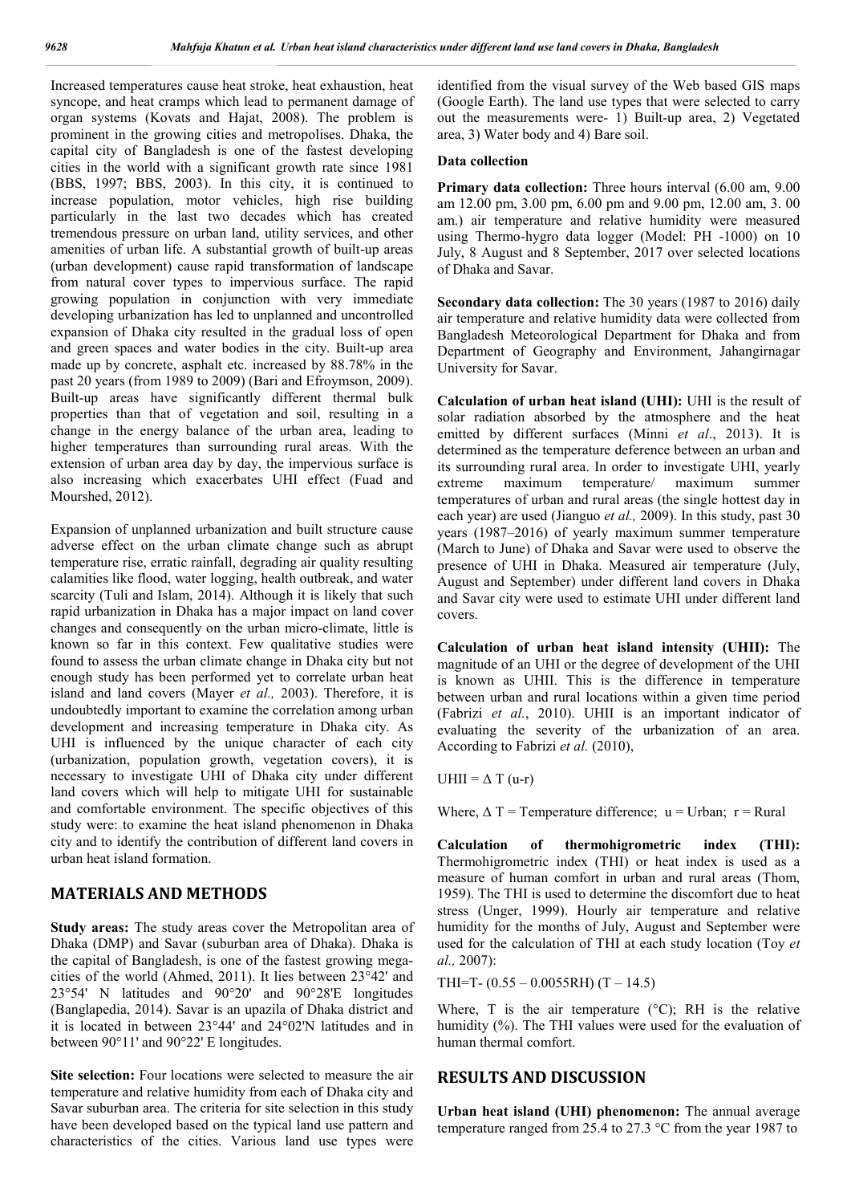Increased temperatures cause heat stroke, heat exhaustion, heat syncope, and heat cramps which lead to permanent damage of organ systems (Kovats and Hajat, 2008). The problem is prominent in the growing cities and metropolises. Dhaka, the capital city of Bangladesh is one of the fastest developing cities in the world with a significant growth rate since 1981 (BBS, 1997; BBS, 2003). In this city, it is continued to increase population, motor vehicles, high rise building particularly in the last two decades which has created tremendous pressure on urban land, utility services, and other amenities of urban life. A substantial growth of built-up areas (urban development) cause rapid transformation of landscape from natural cover types to impervious surface. The rapid growing population in conjunction with very immediate developing urbanization has led to unplanned and uncontrolled expansion of Dhaka city resulted in the gradual loss of open and green spaces and water bodies in the city. Built-up area made up by concrete, asphalt etc. increased by 88.78% in the past 20 years (from 1989 to 2009) (Bari and Efroymson, 2009). Built-up areas have significantly different thermal bulk properties than that of vegetation and soil, resulting in a change in the energy balance of the urban area, leading to higher temperatures than surrounding rural areas. With the extension of urban area day by day, the impervious surface is also increasing which exacerbates UHI effect (Fuad and Mourshed, 2012).

Expansion of unplanned urbanization and built structure cause adverse effect on the urban climate change such as abrupt temperature rise, erratic rainfall, degrading air quality resulting calamities like flood, water logging, health outbreak, and water scarcity (Tuli and Islam, 2014). Although it is likely that such rapid urbanization in Dhaka has a major impact on land cover changes and consequently on the urban micro-climate, little is known so far in this context. Few qualitative studies were found to assess the urban climate change in Dhaka city but not enough study has been performed yet to correlate urban heat island and land covers (Mayer *et al.,* 2003). Therefore, it is undoubtedly important to examine the correlation among urban development and increasing temperature in Dhaka city. As UHI is influenced by the unique character of each city (urbanization, population growth, vegetation covers), it is necessary to investigate UHI of Dhaka city under different land covers which will help to mitigate UHI for sustainable and comfortable environment. The specific objectives of this study were: to examine the heat island phenomenon in Dhaka city and to identify the contribution of different land covers in urban heat island formation.

## MATERIALS AND METHODS

**Study areas:** The study areas cover the Metropolitan area of Dhaka (DMP) and Savar (suburban area of Dhaka). Dhaka is the capital of Bangladesh, is one of the fastest growing mega-cities of the world (Ahmed, 2011). It lies between 23°42' and 23°54' N latitudes and 90°20' and 90°28'E longitudes (Banglapedia, 2014). Savar is an upazila of Dhaka district and it is located in between 23°44' and 24°02'N latitudes and in between 90°11' and 90°22' E longitudes.

**Site selection:** Four locations were selected to measure the air temperature and relative humidity from each of Dhaka city and Savar suburban area. The criteria for site selection in this study have been developed based on the typical land use pattern and characteristics of the cities. Various land use types were identified from the visual survey of the Web based GIS maps (Google Earth). The land use types that were selected to carry out the measurements were- 1) Built-up area, 2) Vegetated area, 3) Water body and 4) Bare soil.

### Data collection

**Primary data collection:** Three hours interval (6.00 am, 9.00 am 12.00 pm, 3.00 pm, 6.00 pm and 9.00 pm, 12.00 am, 3. 00 am.) air temperature and relative humidity were measured using Thermo-hygro data logger (Model: PH -1000) on 10 July, 8 August and 8 September, 2017 over selected locations of Dhaka and Savar.

**Secondary data collection:** The 30 years (1987 to 2016) daily air temperature and relative humidity data were collected from Bangladesh Meteorological Department for Dhaka and from Department of Geography and Environment, Jahangirnagar University for Savar.

**Calculation of urban heat island (UHI):** UHI is the result of solar radiation absorbed by the atmosphere and the heat emitted by different surfaces (Minni *et al*., 2013). It is determined as the temperature deference between an urban and its surrounding rural area. In order to investigate UHI, yearly extreme maximum temperature/ maximum summer temperatures of urban and rural areas (the single hottest day in each year) are used (Jianguo *et al.,* 2009). In this study, past 30 years (1987–2016) of yearly maximum summer temperature (March to June) of Dhaka and Savar were used to observe the presence of UHI in Dhaka. Measured air temperature (July, August and September) under different land covers in Dhaka and Savar city were used to estimate UHI under different land covers.

**Calculation of urban heat island intensity (UHII):** The magnitude of an UHI or the degree of development of the UHI is known as UHII. This is the difference in temperature between urban and rural locations within a given time period (Fabrizi *et al.*, 2010). UHII is an important indicator of evaluating the severity of the urbanization of an area. According to Fabrizi *et al.* (2010),

$$UHII = \Delta T \text{ (u-r)}$$

Where, $\Delta T$ = Temperature difference; u = Urban; r = Rural

**Calculation of thermohigrometric index (THI):** Thermohigrometric index (THI) or heat index is used as a measure of human comfort in urban and rural areas (Thom, 1959). The THI is used to determine the discomfort due to heat stress (Unger, 1999). Hourly air temperature and relative humidity for the months of July, August and September were used for the calculation of THI at each study location (Toy *et al.,* 2007):

$$THI = T - (0.55 - 0.0055RH)(T - 14.5)$$

Where, T is the air temperature (°C); RH is the relative humidity (%). The THI values were used for the evaluation of human thermal comfort.

## RESULTS AND DISCUSSION

**Urban heat island (UHI) phenomenon:** The annual average temperature ranged from 25.4 to 27.3 °C from the year 1987 to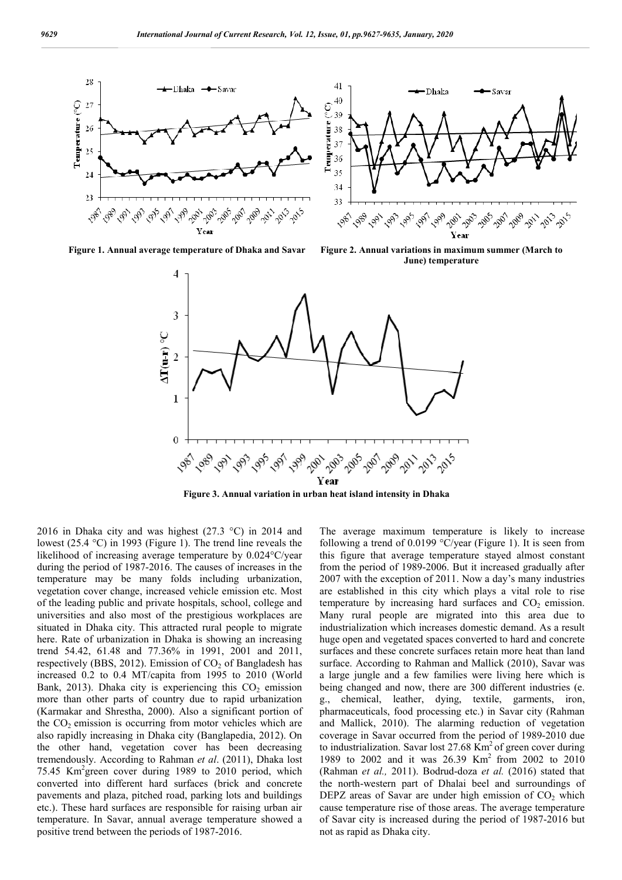Figure 1. Annual average temperature of Dhaka and Savar

Figure 2. Annual variations in maximum summer (March to June) temperature

Figure 3. Annual variation in urban heat island intensity in Dhaka

2016 in Dhaka city and was highest (27.3 °C) in 2014 and lowest (25.4 °C) in 1993 (Figure 1). The trend line reveals the likelihood of increasing average temperature by 0.024°C/year during the period of 1987-2016. The causes of increases in the temperature may be many folds including urbanization, vegetation cover change, increased vehicle emission etc. Most of the leading public and private hospitals, school, college and universities and also most of the prestigious workplaces are situated in Dhaka city. This attracted rural people to migrate here. Rate of urbanization in Dhaka is showing an increasing trend 54.42, 61.48 and 77.36% in 1991, 2001 and 2011, respectively (BBS, 2012). Emission of $CO_2$ of Bangladesh has increased 0.2 to 0.4 MT/capita from 1995 to 2010 (World Bank, 2013). Dhaka city is experiencing this $CO_2$ emission more than other parts of country due to rapid urbanization (Karmakar and Shrestha, 2000). Also a significant portion of the $CO_2$ emission is occurring from motor vehicles which are also rapidly increasing in Dhaka city (Banglapedia, 2012). On the other hand, vegetation cover has been decreasing tremendously. According to Rahman *et al*. (2011), Dhaka lost 75.45 $Km^2$green cover during 1989 to 2010 period, which converted into different hard surfaces (brick and concrete pavements and plaza, pitched road, parking lots and buildings etc.). These hard surfaces are responsible for raising urban air temperature. In Savar, annual average temperature showed a positive trend between the periods of 1987-2016.

The average maximum temperature is likely to increase following a trend of 0.0199 °C/year (Figure 1). It is seen from this figure that average temperature stayed almost constant from the period of 1989-2006. But it increased gradually after 2007 with the exception of 2011. Now a day's many industries are established in this city which plays a vital role to rise temperature by increasing hard surfaces and $CO_2$ emission. Many rural people are migrated into this area due to industrialization which increases domestic demand. As a result huge open and vegetated spaces converted to hard and concrete surfaces and these concrete surfaces retain more heat than land surface. According to Rahman and Mallick (2010), Savar was a large jungle and a few families were living here which is being changed and now, there are 300 different industries (e. g., chemical, leather, dying, textile, garments, iron, pharmaceuticals, food processing etc.) in Savar city (Rahman and Mallick, 2010). The alarming reduction of vegetation coverage in Savar occurred from the period of 1989-2010 due to industrialization. Savar lost 27.68 $Km^2$ of green cover during 1989 to 2002 and it was 26.39 $Km^2$ from 2002 to 2010 (Rahman *et al.,* 2011). Bodrud-doza *et al.* (2016) stated that the north-western part of Dhalai beel and surroundings of DEPZ areas of Savar are under high emission of $CO_2$ which cause temperature rise of those areas. The average temperature of Savar city is increased during the period of 1987-2016 but not as rapid as Dhaka city.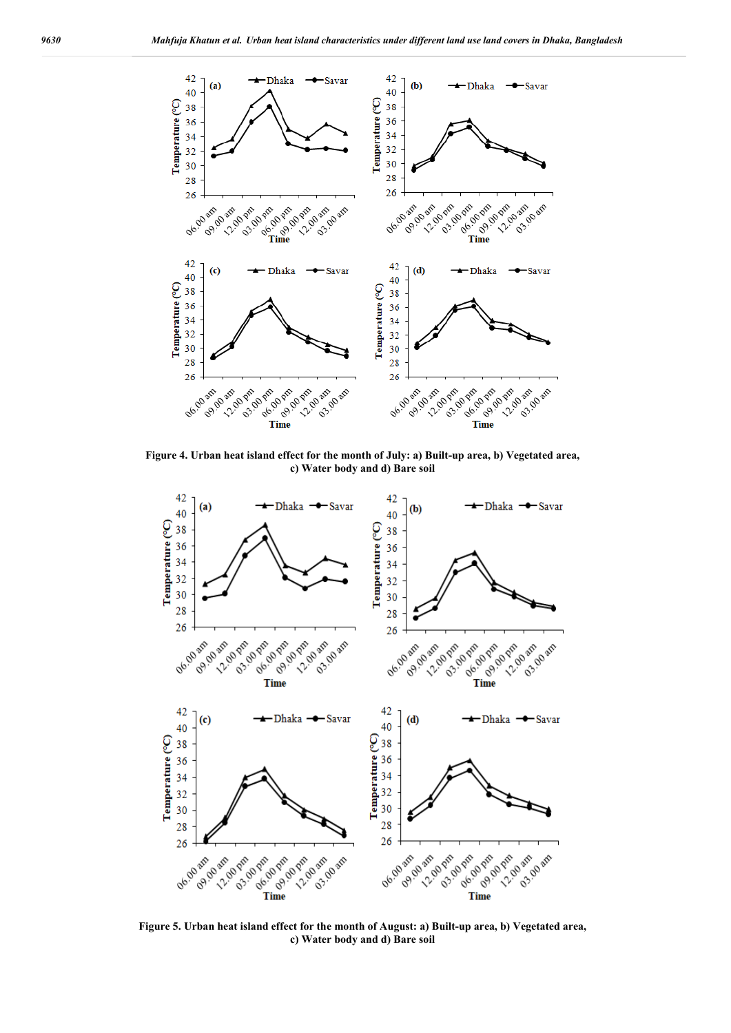Figure 4. Urban heat island effect for the month of July: a) Built-up area, b) Vegetated area, c) Water body and d) Bare soil

Figure 5. Urban heat island effect for the month of August: a) Built-up area, b) Vegetated area, c) Water body and d) Bare soil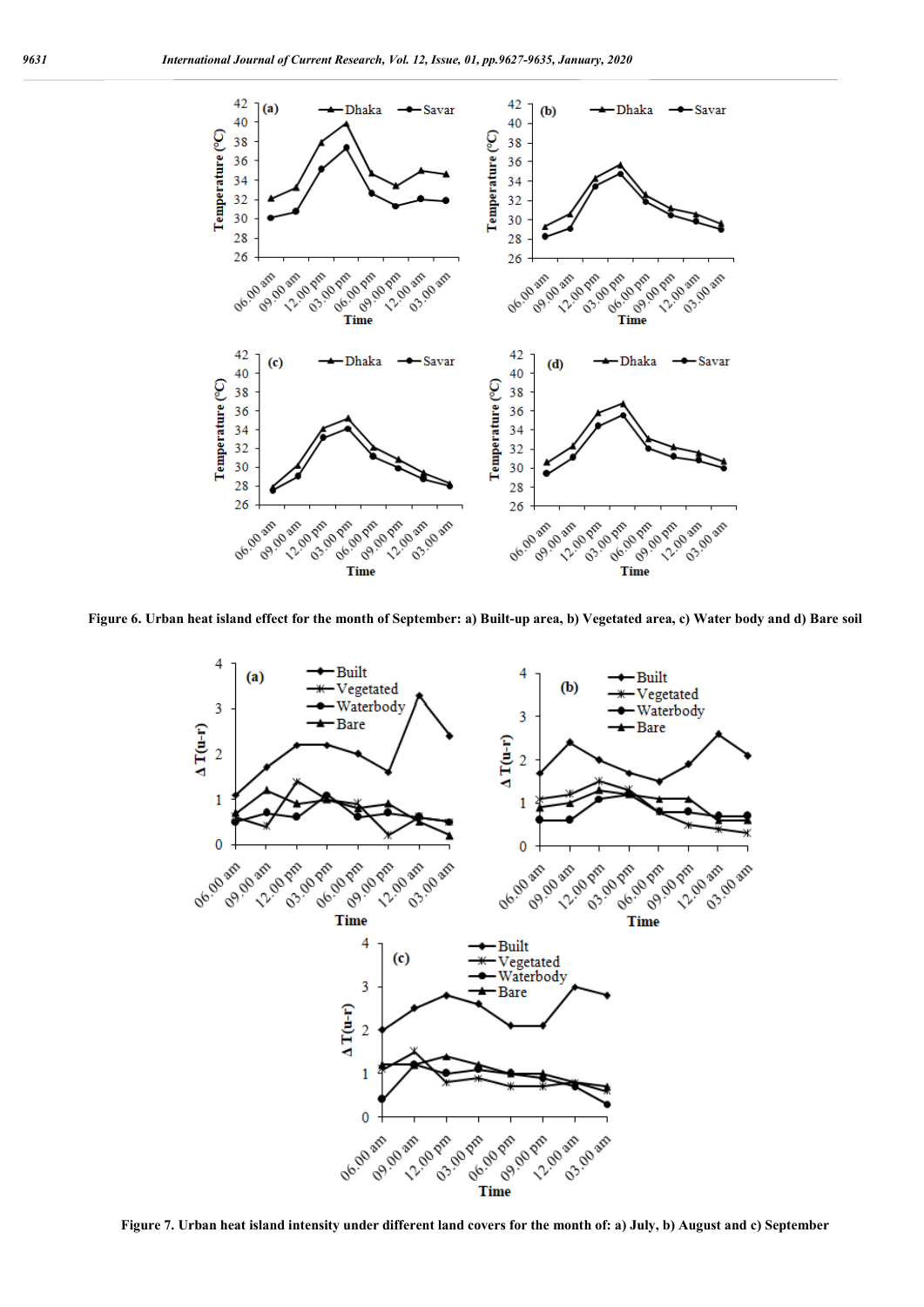Figure 6. Urban heat island effect for the month of September: a) Built-up area, b) Vegetated area, c) Water body and d) Bare soil

Figure 7. Urban heat island intensity under different land covers for the month of: a) July, b) August and c) September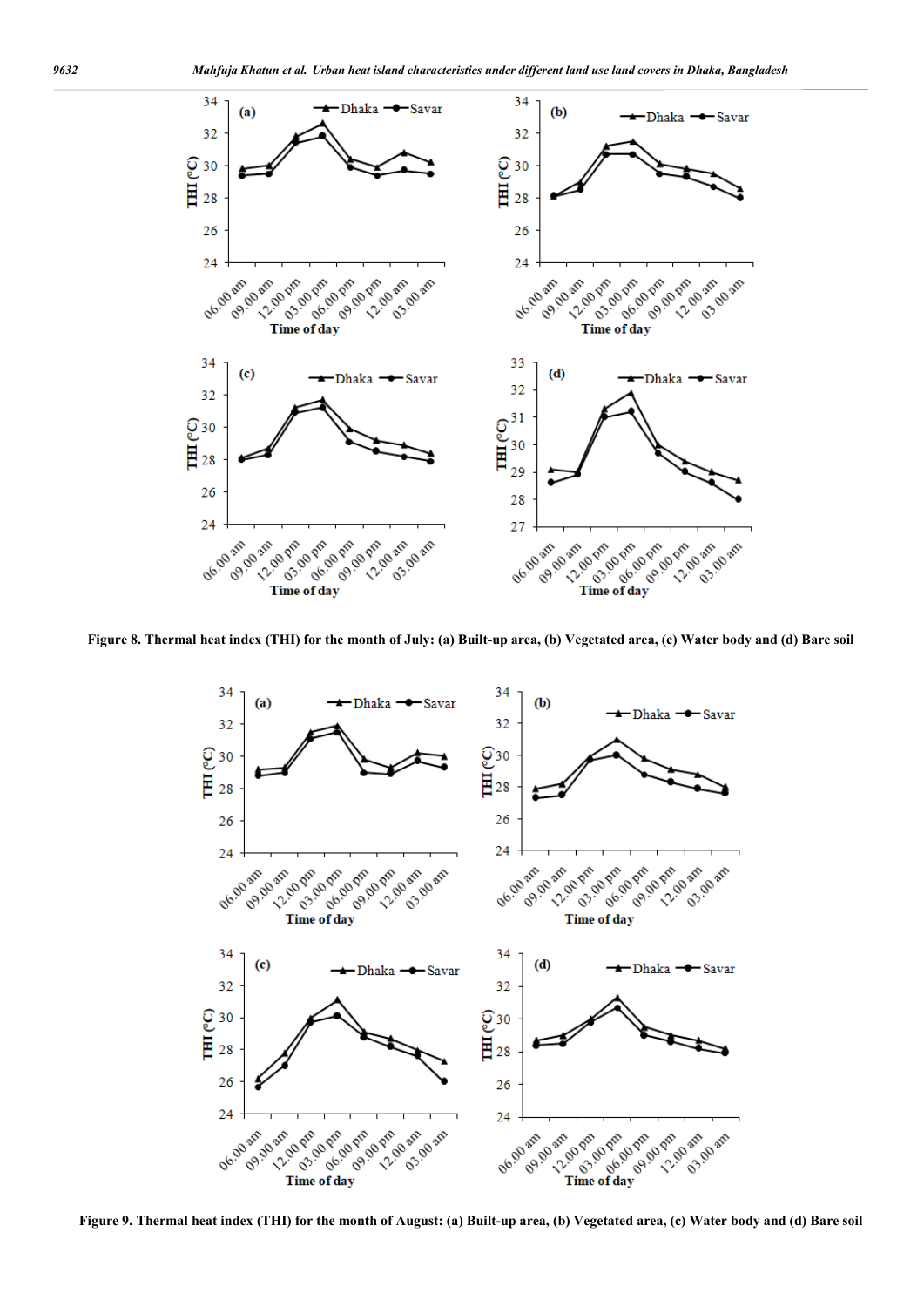Figure 8. Thermal heat index (THI) for the month of July: (a) Built-up area, (b) Vegetated area, (c) Water body and (d) Bare soil

Figure 9. Thermal heat index (THI) for the month of August: (a) Built-up area, (b) Vegetated area, (c) Water body and (d) Bare soil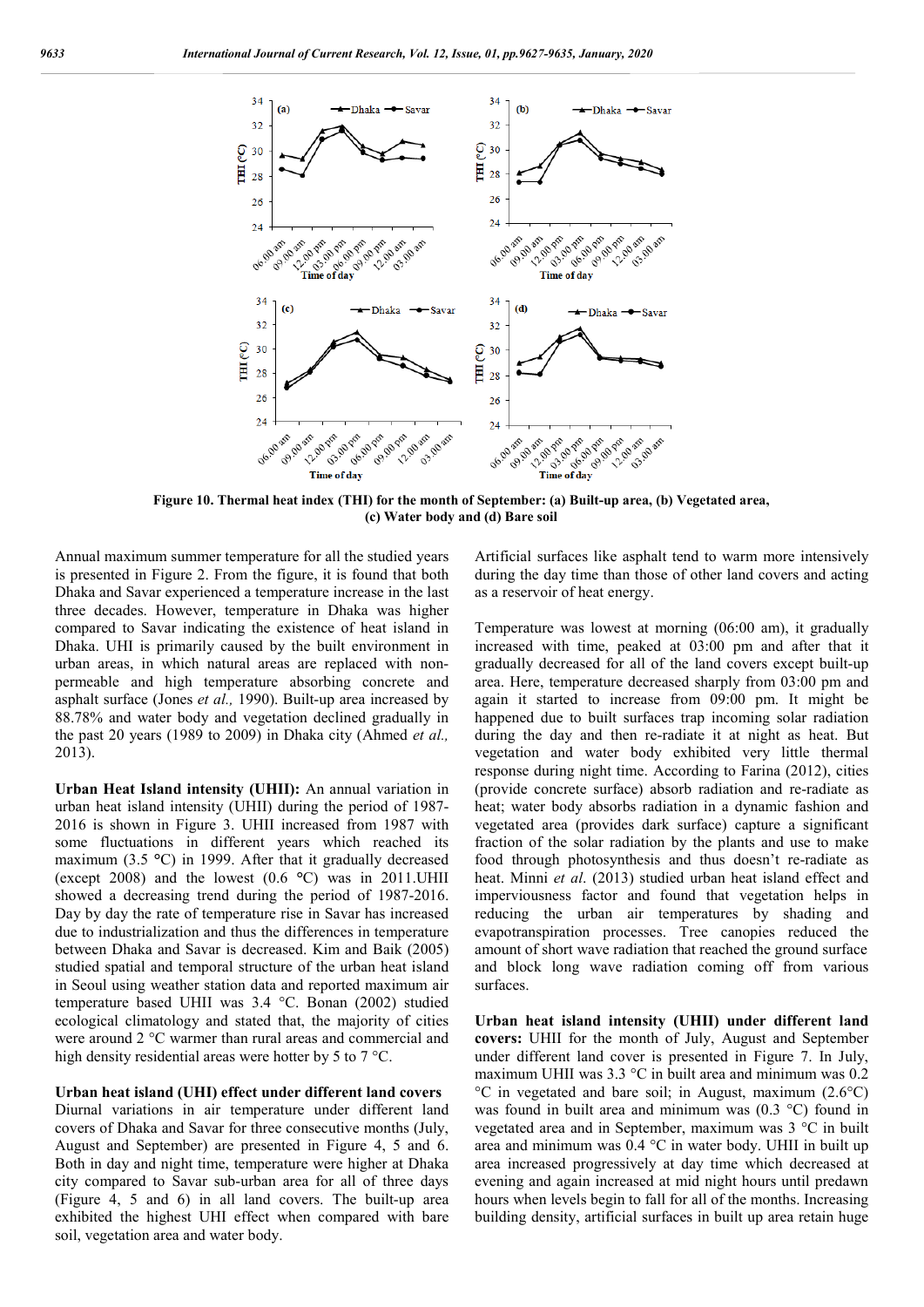Figure 10. Thermal heat index (THI) for the month of September: (a) Built-up area, (b) Vegetated area, (c) Water body and (d) Bare soil

Annual maximum summer temperature for all the studied years is presented in Figure 2. From the figure, it is found that both Dhaka and Savar experienced a temperature increase in the last three decades. However, temperature in Dhaka was higher compared to Savar indicating the existence of heat island in Dhaka. UHI is primarily caused by the built environment in urban areas, in which natural areas are replaced with non-permeable and high temperature absorbing concrete and asphalt surface (Jones *et al.,* 1990). Built-up area increased by 88.78% and water body and vegetation declined gradually in the past 20 years (1989 to 2009) in Dhaka city (Ahmed *et al.,* 2013).

**Urban Heat Island intensity (UHII):** An annual variation in urban heat island intensity (UHII) during the period of 1987-2016 is shown in Figure 3. UHII increased from 1987 with some fluctuations in different years which reached its maximum (3.5 °C) in 1999. After that it gradually decreased (except 2008) and the lowest (0.6 °C) was in 2011.UHII showed a decreasing trend during the period of 1987-2016. Day by day the rate of temperature rise in Savar has increased due to industrialization and thus the differences in temperature between Dhaka and Savar is decreased. Kim and Baik (2005) studied spatial and temporal structure of the urban heat island in Seoul using weather station data and reported maximum air temperature based UHII was 3.4 °C. Bonan (2002) studied ecological climatology and stated that, the majority of cities were around 2 °C warmer than rural areas and commercial and high density residential areas were hotter by 5 to 7 °C.

**Urban heat island (UHI) effect under different land covers**

Diurnal variations in air temperature under different land covers of Dhaka and Savar for three consecutive months (July, August and September) are presented in Figure 4, 5 and 6. Both in day and night time, temperature were higher at Dhaka city compared to Savar sub-urban area for all of three days (Figure 4, 5 and 6) in all land covers. The built-up area exhibited the highest UHI effect when compared with bare soil, vegetation area and water body.

Artificial surfaces like asphalt tend to warm more intensively during the day time than those of other land covers and acting as a reservoir of heat energy.

Temperature was lowest at morning (06:00 am), it gradually increased with time, peaked at 03:00 pm and after that it gradually decreased for all of the land covers except built-up area. Here, temperature decreased sharply from 03:00 pm and again it started to increase from 09:00 pm. It might be happened due to built surfaces trap incoming solar radiation during the day and then re-radiate it at night as heat. But vegetation and water body exhibited very little thermal response during night time. According to Farina (2012), cities (provide concrete surface) absorb radiation and re-radiate as heat; water body absorbs radiation in a dynamic fashion and vegetated area (provides dark surface) capture a significant fraction of the solar radiation by the plants and use to make food through photosynthesis and thus doesn't re-radiate as heat. Minni *et al.* (2013) studied urban heat island effect and imperviousness factor and found that vegetation helps in reducing the urban air temperatures by shading and evapotranspiration processes. Tree canopies reduced the amount of short wave radiation that reached the ground surface and block long wave radiation coming off from various surfaces.

**Urban heat island intensity (UHII) under different land covers:** UHII for the month of July, August and September under different land cover is presented in Figure 7. In July, maximum UHII was 3.3 °C in built area and minimum was 0.2 °C in vegetated and bare soil; in August, maximum (2.6°C) was found in built area and minimum was (0.3 °C) found in vegetated area and in September, maximum was 3 °C in built area and minimum was 0.4 °C in water body. UHII in built up area increased progressively at day time which decreased at evening and again increased at mid night hours until predawn hours when levels begin to fall for all of the months. Increasing building density, artificial surfaces in built up area retain huge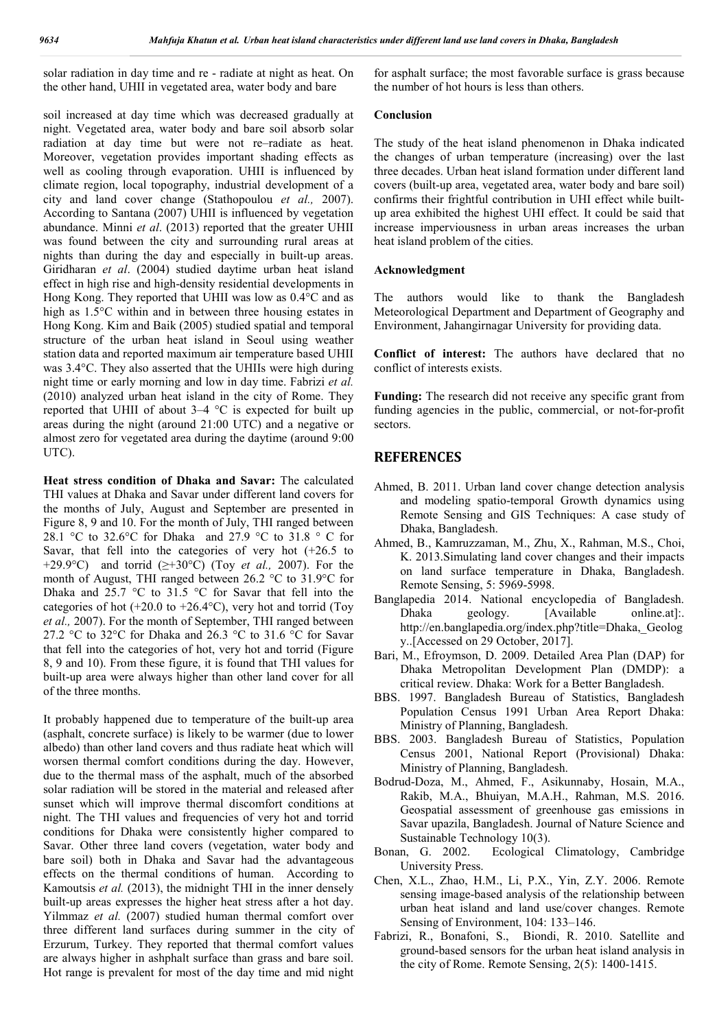solar radiation in day time and re - radiate at night as heat. On the other hand, UHII in vegetated area, water body and bare soil increased at day time which was decreased gradually at night. Vegetated area, water body and bare soil absorb solar radiation at day time but were not re–radiate as heat. Moreover, vegetation provides important shading effects as well as cooling through evaporation. UHII is influenced by climate region, local topography, industrial development of a city and land cover change (Stathopoulou *et al.,* 2007). According to Santana (2007) UHII is influenced by vegetation abundance. Minni *et al*. (2013) reported that the greater UHII was found between the city and surrounding rural areas at nights than during the day and especially in built-up areas. Giridharan *et al*. (2004) studied daytime urban heat island effect in high rise and high-density residential developments in Hong Kong. They reported that UHII was low as 0.4°C and as high as 1.5°C within and in between three housing estates in Hong Kong. Kim and Baik (2005) studied spatial and temporal structure of the urban heat island in Seoul using weather station data and reported maximum air temperature based UHII was 3.4°C. They also asserted that the UHIIs were high during night time or early morning and low in day time. Fabrizi *et al.* (2010) analyzed urban heat island in the city of Rome. They reported that UHII of about 3–4 °C is expected for built up areas during the night (around 21:00 UTC) and a negative or almost zero for vegetated area during the daytime (around 9:00 UTC).

**Heat stress condition of Dhaka and Savar:** The calculated THI values at Dhaka and Savar under different land covers for the months of July, August and September are presented in Figure 8, 9 and 10. For the month of July, THI ranged between 28.1 °C to 32.6°C for Dhaka and 27.9 °C to 31.8 ° C for Savar, that fell into the categories of very hot (+26.5 to +29.9°C) and torrid (≥+30°C) (Toy *et al.,* 2007). For the month of August, THI ranged between 26.2 °C to 31.9°C for Dhaka and 25.7 °C to 31.5 °C for Savar that fell into the categories of hot (+20.0 to +26.4°C), very hot and torrid (Toy *et al.,* 2007). For the month of September, THI ranged between 27.2 °C to 32°C for Dhaka and 26.3 °C to 31.6 °C for Savar that fell into the categories of hot, very hot and torrid (Figure 8, 9 and 10). From these figure, it is found that THI values for built-up area were always higher than other land cover for all of the three months.

It probably happened due to temperature of the built-up area (asphalt, concrete surface) is likely to be warmer (due to lower albedo) than other land covers and thus radiate heat which will worsen thermal comfort conditions during the day. However, due to the thermal mass of the asphalt, much of the absorbed solar radiation will be stored in the material and released after sunset which will improve thermal discomfort conditions at night. The THI values and frequencies of very hot and torrid conditions for Dhaka were consistently higher compared to Savar. Other three land covers (vegetation, water body and bare soil) both in Dhaka and Savar had the advantageous effects on the thermal conditions of human. According to Kamoutsis *et al.* (2013), the midnight THI in the inner densely built-up areas expresses the higher heat stress after a hot day. Yilmmaz *et al.* (2007) studied human thermal comfort over three different land surfaces during summer in the city of Erzurum, Turkey. They reported that thermal comfort values are always higher in ashphalt surface than grass and bare soil. Hot range is prevalent for most of the day time and mid night for asphalt surface; the most favorable surface is grass because the number of hot hours is less than others.

## Conclusion

The study of the heat island phenomenon in Dhaka indicated the changes of urban temperature (increasing) over the last three decades. Urban heat island formation under different land covers (built-up area, vegetated area, water body and bare soil) confirms their frightful contribution in UHI effect while built-up area exhibited the highest UHI effect. It could be said that increase imperviousness in urban areas increases the urban heat island problem of the cities.

## Acknowledgment

The authors would like to thank the Bangladesh Meteorological Department and Department of Geography and Environment, Jahangirnagar University for providing data.

**Conflict of interest:** The authors have declared that no conflict of interests exists.

**Funding:** The research did not receive any specific grant from funding agencies in the public, commercial, or not-for-profit sectors.

# REFERENCES

- Ahmed, B. 2011. Urban land cover change detection analysis and modeling spatio-temporal Growth dynamics using Remote Sensing and GIS Techniques: A case study of Dhaka, Bangladesh.
- Ahmed, B., Kamruzzaman, M., Zhu, X., Rahman, M.S., Choi, K. 2013.Simulating land cover changes and their impacts on land surface temperature in Dhaka, Bangladesh. Remote Sensing, 5: 5969-5998.
- Banglapedia 2014. National encyclopedia of Bangladesh. Dhaka geology. [Available online.at]:. http://en.banglapedia.org/index.php?title=Dhaka,_Geology..[Accessed on 29 October, 2017].
- Bari, M., Efroymson, D. 2009. Detailed Area Plan (DAP) for Dhaka Metropolitan Development Plan (DMDP): a critical review. Dhaka: Work for a Better Bangladesh.
- BBS. 1997. Bangladesh Bureau of Statistics, Bangladesh Population Census 1991 Urban Area Report Dhaka: Ministry of Planning, Bangladesh.
- BBS. 2003. Bangladesh Bureau of Statistics, Population Census 2001, National Report (Provisional) Dhaka: Ministry of Planning, Bangladesh.
- Bodrud-Doza, M., Ahmed, F., Asikunnaby, Hosain, M.A., Rakib, M.A., Bhuiyan, M.A.H., Rahman, M.S. 2016. Geospatial assessment of greenhouse gas emissions in Savar upazila, Bangladesh. Journal of Nature Science and Sustainable Technology 10(3).
- Bonan, G. 2002. Ecological Climatology, Cambridge University Press.
- Chen, X.L., Zhao, H.M., Li, P.X., Yin, Z.Y. 2006. Remote sensing image-based analysis of the relationship between urban heat island and land use/cover changes. Remote Sensing of Environment, 104: 133–146.
- Fabrizi, R., Bonafoni, S., Biondi, R. 2010. Satellite and ground-based sensors for the urban heat island analysis in the city of Rome. Remote Sensing, 2(5): 1400-1415.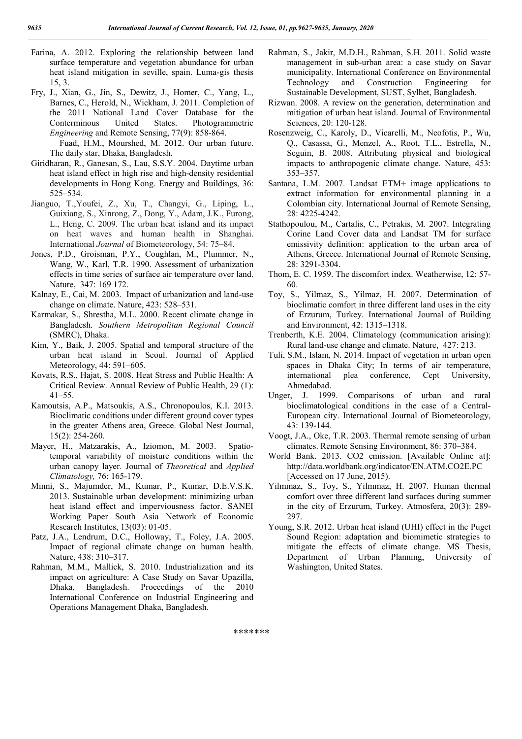Farina, A. 2012. Exploring the relationship between land surface temperature and vegetation abundance for urban heat island mitigation in seville, spain. Luma-gis thesis 15, 3.

Fry, J., Xian, G., Jin, S., Dewitz, J., Homer, C., Yang, L., Barnes, C., Herold, N., Wickham, J. 2011. Completion of the 2011 National Land Cover Database for the Conterminous United States. Photogrammetric *Engineering* and Remote Sensing, 77(9): 858-864.

Fuad, H.M., Mourshed, M. 2012. Our urban future. The daily star, Dhaka, Bangladesh.

Giridharan, R., Ganesan, S., Lau, S.S.Y. 2004. Daytime urban heat island effect in high rise and high-density residential developments in Hong Kong. Energy and Buildings, 36: 525–534.

Jianguo, T.,Youfei, Z., Xu, T., Changyi, G., Liping, L., Guixiang, S., Xinrong, Z., Dong, Y., Adam, J.K., Furong, L., Heng, C. 2009. The urban heat island and its impact on heat waves and human health in Shanghai. International *Journal* of Biometeorology, 54: 75–84.

Jones, P.D., Groisman, P.Y., Coughlan, M., Plummer, N., Wang, W., Karl, T.R. 1990. Assessment of urbanization effects in time series of surface air temperature over land. Nature, 347: 169 172.

Kalnay, E., Cai, M. 2003. Impact of urbanization and land-use change on climate. Nature, 423: 528–531.

Karmakar, S., Shrestha, M.L. 2000. Recent climate change in Bangladesh. *Southern Metropolitan Regional Council* (SMRC), Dhaka.

Kim, Y., Baik, J. 2005. Spatial and temporal structure of the urban heat island in Seoul. Journal of Applied Meteorology, 44: 591–605.

Kovats, R.S., Hajat, S. 2008. Heat Stress and Public Health: A Critical Review. Annual Review of Public Health, 29 (1): 41–55.

Kamoutsis, A.P., Matsoukis, A.S., Chronopoulos, K.I. 2013. Bioclimatic conditions under different ground cover types in the greater Athens area, Greece. Global Nest Journal, 15(2): 254-260.

Mayer, H., Matzarakis, A., Iziomon, M. 2003. Spatio-temporal variability of moisture conditions within the urban canopy layer. Journal of *Theoretical* and *Applied Climatology,* 76: 165-179.

Minni, S., Majumder, M., Kumar, P., Kumar, D.E.V.S.K. 2013. Sustainable urban development: minimizing urban heat island effect and imperviousness factor. SANEI Working Paper South Asia Network of Economic Research Institutes, 13(03): 01-05.

Patz, J.A., Lendrum, D.C., Holloway, T., Foley, J.A. 2005. Impact of regional climate change on human health. Nature, 438: 310–317.

Rahman, M.M., Mallick, S. 2010. Industrialization and its impact on agriculture: A Case Study on Savar Upazilla, Dhaka, Bangladesh. Proceedings of the 2010 International Conference on Industrial Engineering and Operations Management Dhaka, Bangladesh.

Rahman, S., Jakir, M.D.H., Rahman, S.H. 2011. Solid waste management in sub-urban area: a case study on Savar municipality. International Conference on Environmental Technology and Construction Engineering for Sustainable Development, SUST, Sylhet, Bangladesh.

Rizwan. 2008. A review on the generation, determination and mitigation of urban heat island. Journal of Environmental Sciences, 20: 120-128.

Rosenzweig, C., Karoly, D., Vicarelli, M., Neofotis, P., Wu, Q., Casassa, G., Menzel, A., Root, T.L., Estrella, N., Seguin, B. 2008. Attributing physical and biological impacts to anthropogenic climate change. Nature, 453: 353–357.

Santana, L.M. 2007. Landsat ETM+ image applications to extract information for environmental planning in a Colombian city. International Journal of Remote Sensing, 28: 4225-4242.

Stathopoulou, M., Cartalis, C., Petrakis, M. 2007. Integrating Corine Land Cover data and Landsat TM for surface emissivity definition: application to the urban area of Athens, Greece. International Journal of Remote Sensing, 28: 3291-3304.

Thom, E. C. 1959. The discomfort index. Weatherwise, 12: 57-60.

Toy, S., Yilmaz, S., Yilmaz, H. 2007. Determination of bioclimatic comfort in three different land uses in the city of Erzurum, Turkey. International Journal of Building and Environment, 42: 1315–1318.

Trenberth, K.E. 2004. Climatology (communication arising): Rural land-use change and climate. Nature, 427: 213.

Tuli, S.M., Islam, N. 2014. Impact of vegetation in urban open spaces in Dhaka City; In terms of air temperature, international plea conference, Cept University, Ahmedabad.

Unger, J. 1999. Comparisons of urban and rural bioclimatological conditions in the case of a Central-European city. International Journal of Biometeorology, 43: 139-144.

Voogt, J.A., Oke, T.R. 2003. Thermal remote sensing of urban climates. Remote Sensing Environment, 86: 370–384.

World Bank. 2013. CO2 emission. [Available Online at]: http://data.worldbank.org/indicator/EN.ATM.CO2E.PC [Accessed on 17 June, 2015).

Yilmmaz, S., Toy, S., Yilmmaz, H. 2007. Human thermal comfort over three different land surfaces during summer in the city of Erzurum, Turkey. Atmosfera, 20(3): 289-297.

Young, S.R. 2012. Urban heat island (UHI) effect in the Puget Sound Region: adaptation and biomimetic strategies to mitigate the effects of climate change. MS Thesis, Department of Urban Planning, University of Washington, United States.

\*\*\*\*\*\*\*